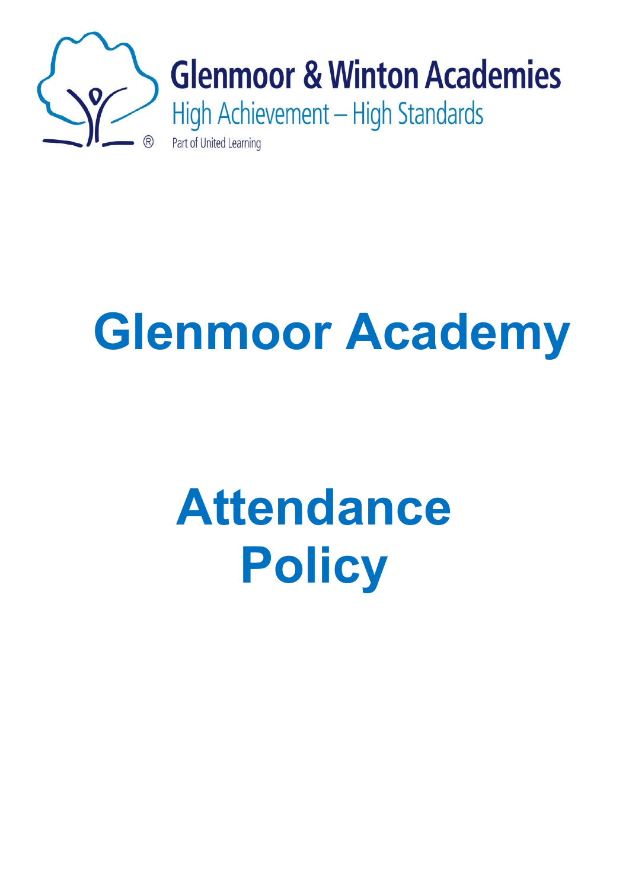Glenmoor & Winton Academies

High Achievement – High Standards

Part of United Learning

# Glenmoor Academy

# Attendance Policy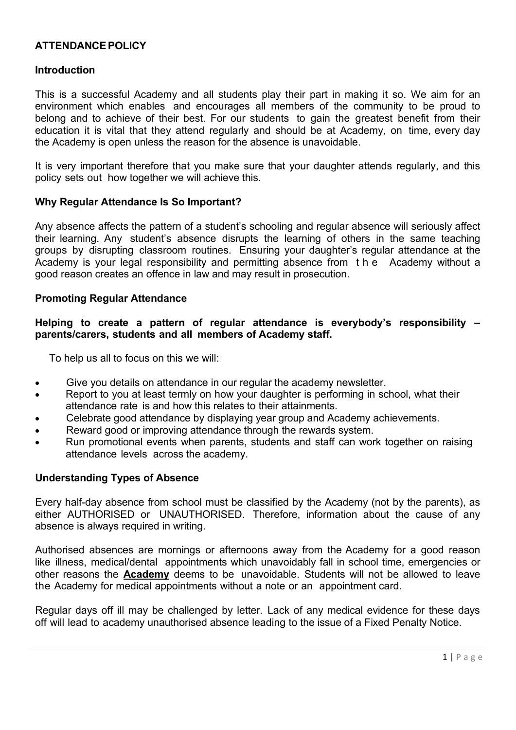# ATTENDANCE POLICY

## Introduction

This is a successful Academy and all students play their part in making it so. We aim for an environment which enables and encourages all members of the community to be proud to belong and to achieve of their best. For our students to gain the greatest benefit from their education it is vital that they attend regularly and should be at Academy, on time, every day the Academy is open unless the reason for the absence is unavoidable.

It is very important therefore that you make sure that your daughter attends regularly, and this policy sets out how together we will achieve this.

## Why Regular Attendance Is So Important?

Any absence affects the pattern of a student's schooling and regular absence will seriously affect their learning. Any student's absence disrupts the learning of others in the same teaching groups by disrupting classroom routines. Ensuring your daughter's regular attendance at the Academy is your legal responsibility and permitting absence from the Academy without a good reason creates an offence in law and may result in prosecution.

## Promoting Regular Attendance

**Helping to create a pattern of regular attendance is everybody's responsibility – parents/carers, students and all members of Academy staff.**

To help us all to focus on this we will:

- Give you details on attendance in our regular the academy newsletter.
- Report to you at least termly on how your daughter is performing in school, what their attendance rate is and how this relates to their attainments.
- Celebrate good attendance by displaying year group and Academy achievements.
- Reward good or improving attendance through the rewards system.
- Run promotional events when parents, students and staff can work together on raising attendance levels across the academy.

## Understanding Types of Absence

Every half-day absence from school must be classified by the Academy (not by the parents), as either AUTHORISED or UNAUTHORISED. Therefore, information about the cause of any absence is always required in writing.

Authorised absences are mornings or afternoons away from the Academy for a good reason like illness, medical/dental appointments which unavoidably fall in school time, emergencies or other reasons the **Academy** deems to be unavoidable. Students will not be allowed to leave the Academy for medical appointments without a note or an appointment card.

Regular days off ill may be challenged by letter. Lack of any medical evidence for these days off will lead to academy unauthorised absence leading to the issue of a Fixed Penalty Notice.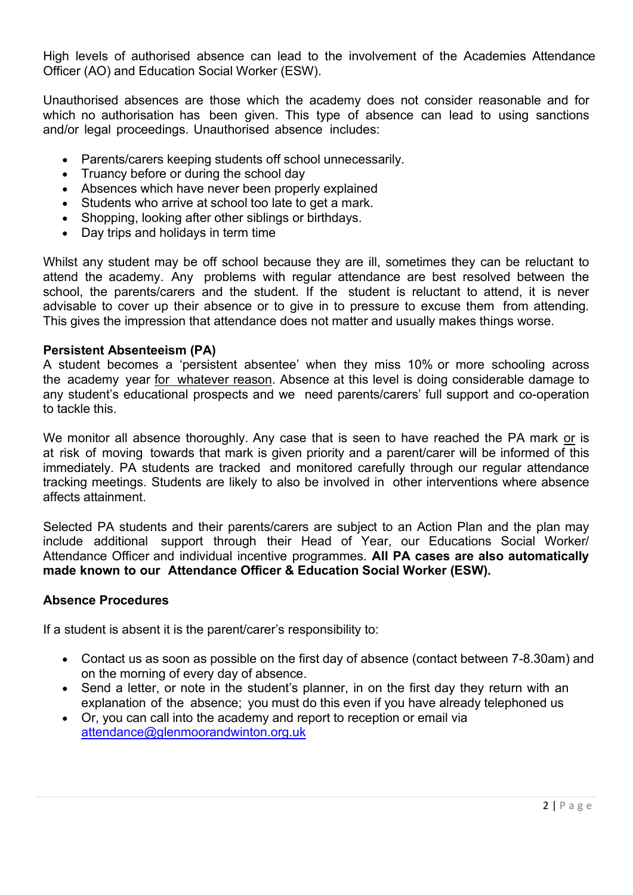High levels of authorised absence can lead to the involvement of the Academies Attendance Officer (AO) and Education Social Worker (ESW).

Unauthorised absences are those which the academy does not consider reasonable and for which no authorisation has been given. This type of absence can lead to using sanctions and/or legal proceedings. Unauthorised absence includes:

- Parents/carers keeping students off school unnecessarily.
- Truancy before or during the school day
- Absences which have never been properly explained
- Students who arrive at school too late to get a mark.
- Shopping, looking after other siblings or birthdays.
- Day trips and holidays in term time

Whilst any student may be off school because they are ill, sometimes they can be reluctant to attend the academy. Any problems with regular attendance are best resolved between the school, the parents/carers and the student. If the student is reluctant to attend, it is never advisable to cover up their absence or to give in to pressure to excuse them from attending. This gives the impression that attendance does not matter and usually makes things worse.

**Persistent Absenteeism (PA)**

A student becomes a 'persistent absentee' when they miss 10% or more schooling across the academy year <u>for whatever reason</u>. Absence at this level is doing considerable damage to any student's educational prospects and we need parents/carers' full support and co-operation to tackle this.

We monitor all absence thoroughly. Any case that is seen to have reached the PA mark <u>or</u> is at risk of moving towards that mark is given priority and a parent/carer will be informed of this immediately. PA students are tracked and monitored carefully through our regular attendance tracking meetings. Students are likely to also be involved in other interventions where absence affects attainment.

Selected PA students and their parents/carers are subject to an Action Plan and the plan may include additional support through their Head of Year, our Educations Social Worker/ Attendance Officer and individual incentive programmes. **All PA cases are also automatically made known to our Attendance Officer & Education Social Worker (ESW).**

**Absence Procedures**

If a student is absent it is the parent/carer's responsibility to:

- Contact us as soon as possible on the first day of absence (contact between 7-8.30am) and on the morning of every day of absence.
- Send a letter, or note in the student's planner, in on the first day they return with an explanation of the absence; you must do this even if you have already telephoned us
- Or, you can call into the academy and report to reception or email via attendance@glenmoorandwinton.org.uk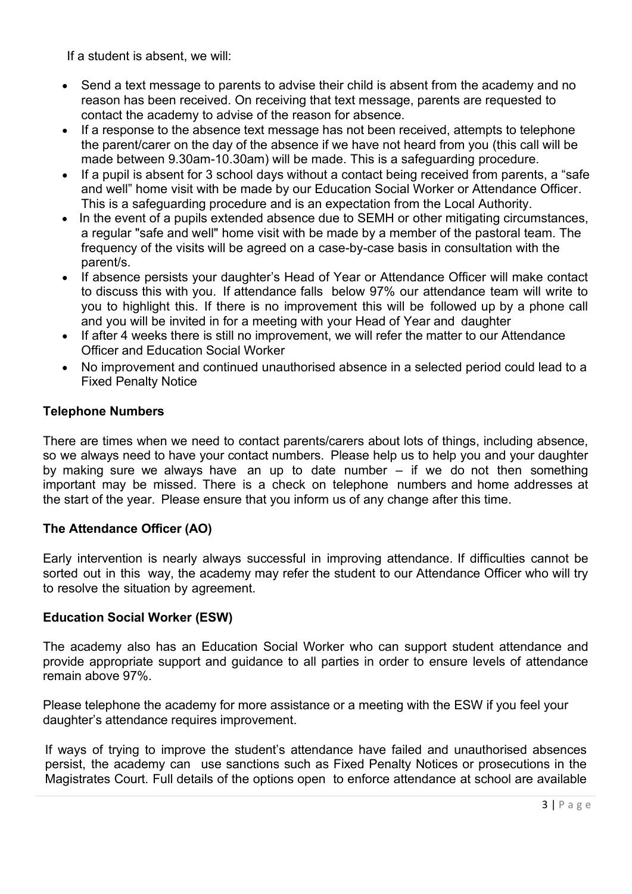If a student is absent, we will:

- Send a text message to parents to advise their child is absent from the academy and no reason has been received. On receiving that text message, parents are requested to contact the academy to advise of the reason for absence.
- If a response to the absence text message has not been received, attempts to telephone the parent/carer on the day of the absence if we have not heard from you (this call will be made between 9.30am-10.30am) will be made. This is a safeguarding procedure.
- If a pupil is absent for 3 school days without a contact being received from parents, a "safe and well" home visit with be made by our Education Social Worker or Attendance Officer. This is a safeguarding procedure and is an expectation from the Local Authority.
- In the event of a pupils extended absence due to SEMH or other mitigating circumstances, a regular "safe and well" home visit with be made by a member of the pastoral team. The frequency of the visits will be agreed on a case-by-case basis in consultation with the parent/s.
- If absence persists your daughter's Head of Year or Attendance Officer will make contact to discuss this with you. If attendance falls below 97% our attendance team will write to you to highlight this. If there is no improvement this will be followed up by a phone call and you will be invited in for a meeting with your Head of Year and daughter
- If after 4 weeks there is still no improvement, we will refer the matter to our Attendance Officer and Education Social Worker
- No improvement and continued unauthorised absence in a selected period could lead to a Fixed Penalty Notice

**Telephone Numbers**

There are times when we need to contact parents/carers about lots of things, including absence, so we always need to have your contact numbers. Please help us to help you and your daughter by making sure we always have an up to date number – if we do not then something important may be missed. There is a check on telephone numbers and home addresses at the start of the year. Please ensure that you inform us of any change after this time.

**The Attendance Officer (AO)**

Early intervention is nearly always successful in improving attendance. If difficulties cannot be sorted out in this way, the academy may refer the student to our Attendance Officer who will try to resolve the situation by agreement.

**Education Social Worker (ESW)**

The academy also has an Education Social Worker who can support student attendance and provide appropriate support and guidance to all parties in order to ensure levels of attendance remain above 97%.

Please telephone the academy for more assistance or a meeting with the ESW if you feel your daughter's attendance requires improvement.

If ways of trying to improve the student's attendance have failed and unauthorised absences persist, the academy can use sanctions such as Fixed Penalty Notices or prosecutions in the Magistrates Court. Full details of the options open to enforce attendance at school are available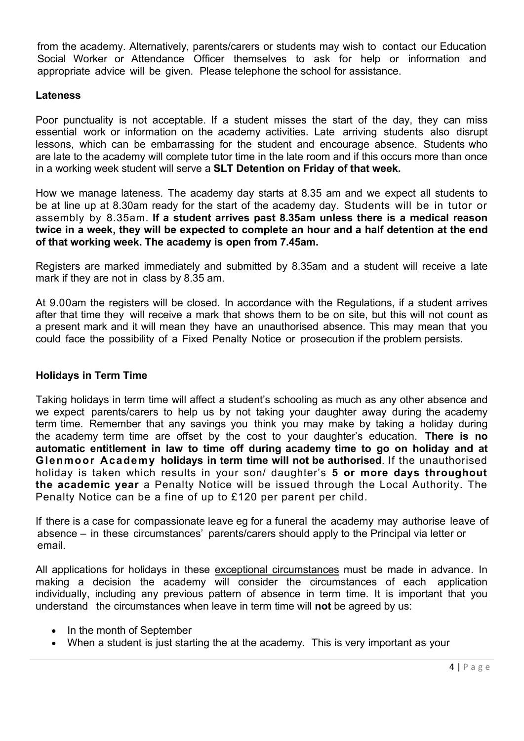from the academy. Alternatively, parents/carers or students may wish to contact our Education Social Worker or Attendance Officer themselves to ask for help or information and appropriate advice will be given. Please telephone the school for assistance.

### Lateness

Poor punctuality is not acceptable. If a student misses the start of the day, they can miss essential work or information on the academy activities. Late arriving students also disrupt lessons, which can be embarrassing for the student and encourage absence. Students who are late to the academy will complete tutor time in the late room and if this occurs more than once in a working week student will serve a **SLT Detention on Friday of that week.**

How we manage lateness. The academy day starts at 8.35 am and we expect all students to be at line up at 8.30am ready for the start of the academy day. Students will be in tutor or assembly by 8.35am. **If a student arrives past 8.35am unless there is a medical reason twice in a week, they will be expected to complete an hour and a half detention at the end of that working week. The academy is open from 7.45am.**

Registers are marked immediately and submitted by 8.35am and a student will receive a late mark if they are not in class by 8.35 am.

At 9.00am the registers will be closed. In accordance with the Regulations, if a student arrives after that time they will receive a mark that shows them to be on site, but this will not count as a present mark and it will mean they have an unauthorised absence. This may mean that you could face the possibility of a Fixed Penalty Notice or prosecution if the problem persists.

### Holidays in Term Time

Taking holidays in term time will affect a student's schooling as much as any other absence and we expect parents/carers to help us by not taking your daughter away during the academy term time. Remember that any savings you think you may make by taking a holiday during the academy term time are offset by the cost to your daughter's education. **There is no automatic entitlement in law to time off during academy time to go on holiday and at Glenmoor Academy holidays in term time will not be authorised**. If the unauthorised holiday is taken which results in your son/ daughter's **5 or more days throughout the academic year** a Penalty Notice will be issued through the Local Authority. The Penalty Notice can be a fine of up to £120 per parent per child.

If there is a case for compassionate leave eg for a funeral the academy may authorise leave of absence – in these circumstances' parents/carers should apply to the Principal via letter or email.

All applications for holidays in these exceptional circumstances must be made in advance. In making a decision the academy will consider the circumstances of each application individually, including any previous pattern of absence in term time. It is important that you understand the circumstances when leave in term time will **not** be agreed by us:

- In the month of September
- When a student is just starting the at the academy. This is very important as your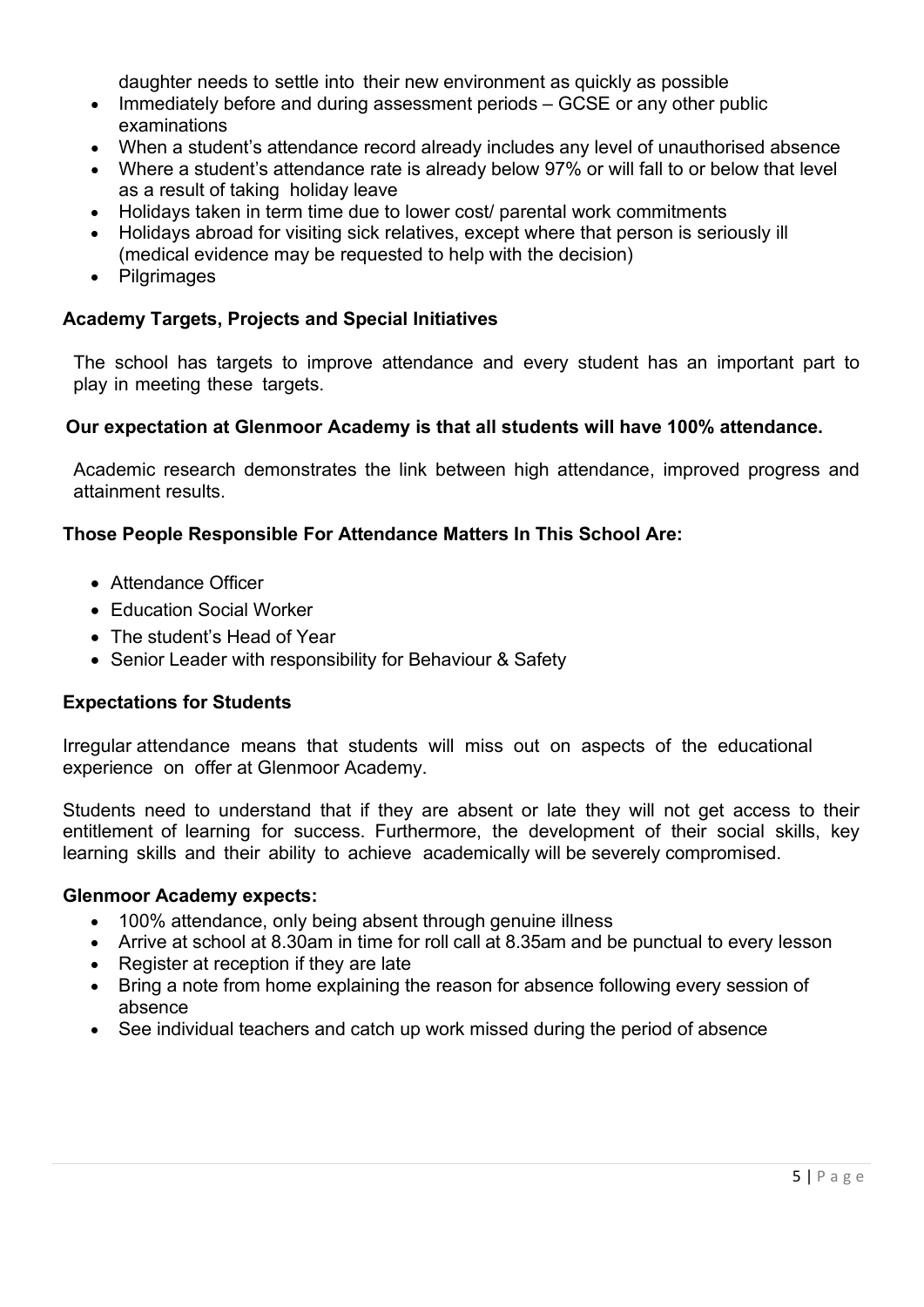daughter needs to settle into their new environment as quickly as possible

- Immediately before and during assessment periods – GCSE or any other public examinations
- When a student's attendance record already includes any level of unauthorised absence
- Where a student's attendance rate is already below 97% or will fall to or below that level as a result of taking holiday leave
- Holidays taken in term time due to lower cost/ parental work commitments
- Holidays abroad for visiting sick relatives, except where that person is seriously ill (medical evidence may be requested to help with the decision)
- Pilgrimages

**Academy Targets, Projects and Special Initiatives**

The school has targets to improve attendance and every student has an important part to play in meeting these targets.

**Our expectation at Glenmoor Academy is that all students will have 100% attendance.**

Academic research demonstrates the link between high attendance, improved progress and attainment results.

**Those People Responsible For Attendance Matters In This School Are:**

- Attendance Officer
- Education Social Worker
- The student's Head of Year
- Senior Leader with responsibility for Behaviour & Safety

**Expectations for Students**

Irregular attendance means that students will miss out on aspects of the educational experience on offer at Glenmoor Academy.

Students need to understand that if they are absent or late they will not get access to their entitlement of learning for success. Furthermore, the development of their social skills, key learning skills and their ability to achieve academically will be severely compromised.

**Glenmoor Academy expects:**

- 100% attendance, only being absent through genuine illness
- Arrive at school at 8.30am in time for roll call at 8.35am and be punctual to every lesson
- Register at reception if they are late
- Bring a note from home explaining the reason for absence following every session of absence
- See individual teachers and catch up work missed during the period of absence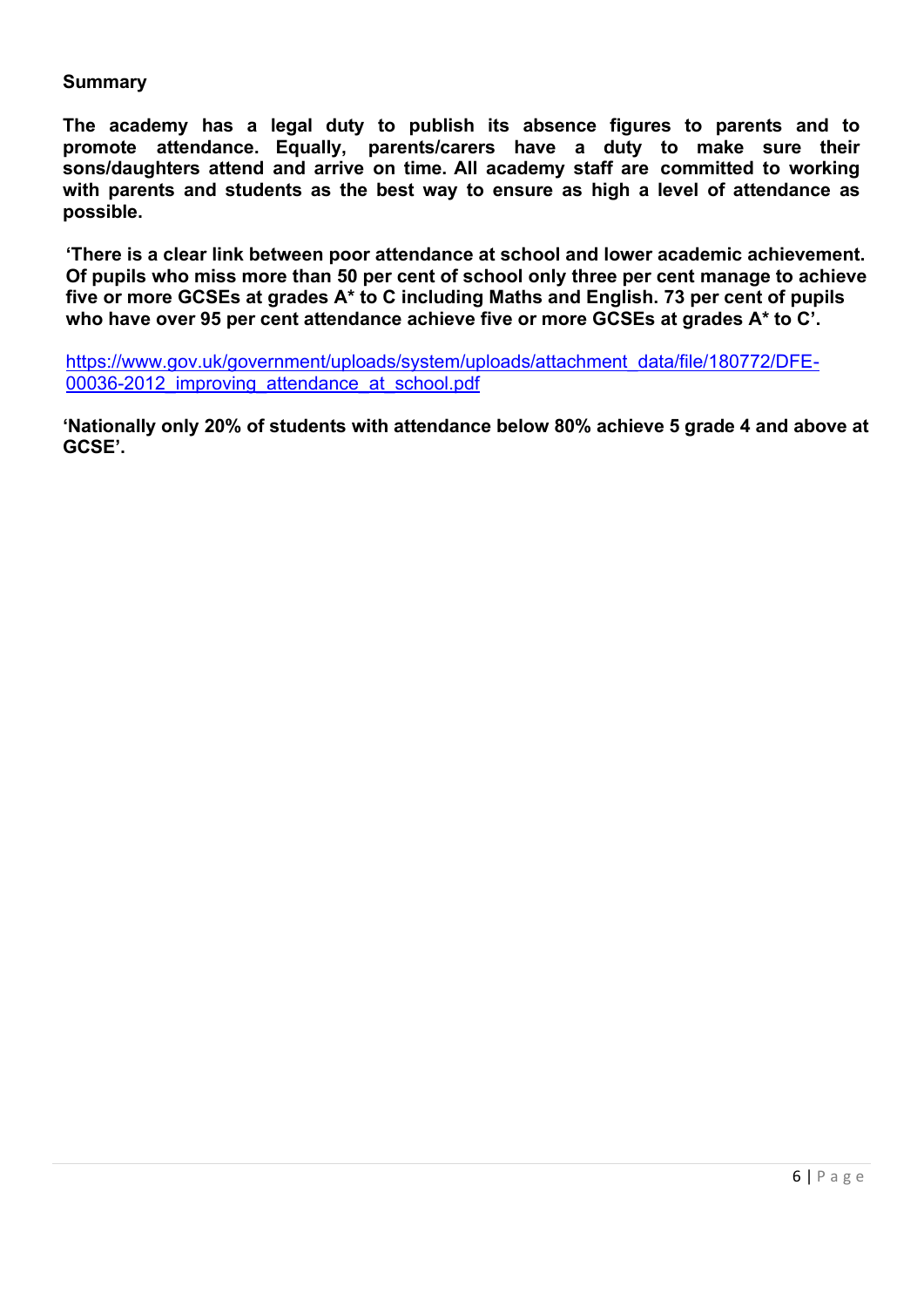**Summary**

**The academy has a legal duty to publish its absence figures to parents and to promote attendance. Equally, parents/carers have a duty to make sure their sons/daughters attend and arrive on time. All academy staff are committed to working with parents and students as the best way to ensure as high a level of attendance as possible.**

**'There is a clear link between poor attendance at school and lower academic achievement. Of pupils who miss more than 50 per cent of school only three per cent manage to achieve five or more GCSEs at grades A* to C including Maths and English. 73 per cent of pupils who have over 95 per cent attendance achieve five or more GCSEs at grades A* to C'.**

https://www.gov.uk/government/uploads/system/uploads/attachment_data/file/180772/DFE-00036-2012_improving_attendance_at_school.pdf

**'Nationally only 20% of students with attendance below 80% achieve 5 grade 4 and above at GCSE'.**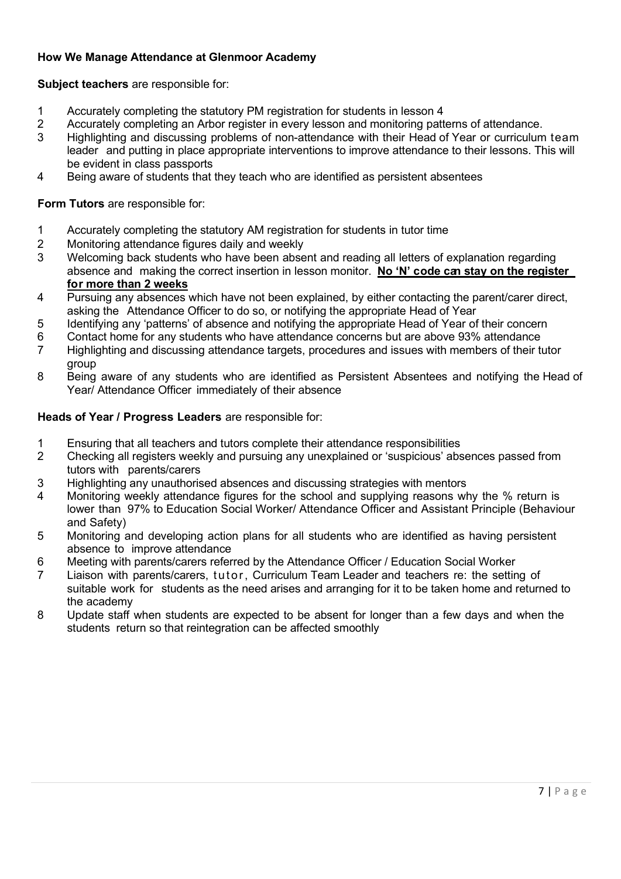**How We Manage Attendance at Glenmoor Academy**

**Subject teachers** are responsible for:

1. Accurately completing the statutory PM registration for students in lesson 4
2. Accurately completing an Arbor register in every lesson and monitoring patterns of attendance.
3. Highlighting and discussing problems of non-attendance with their Head of Year or curriculum team leader and putting in place appropriate interventions to improve attendance to their lessons. This will be evident in class passports
4. Being aware of students that they teach who are identified as persistent absentees

**Form Tutors** are responsible for:

1. Accurately completing the statutory AM registration for students in tutor time
2. Monitoring attendance figures daily and weekly
3. Welcoming back students who have been absent and reading all letters of explanation regarding absence and making the correct insertion in lesson monitor. **No 'N' code can stay on the register for more than 2 weeks**
4. Pursuing any absences which have not been explained, by either contacting the parent/carer direct, asking the Attendance Officer to do so, or notifying the appropriate Head of Year
5. Identifying any 'patterns' of absence and notifying the appropriate Head of Year of their concern
6. Contact home for any students who have attendance concerns but are above 93% attendance
7. Highlighting and discussing attendance targets, procedures and issues with members of their tutor group
8. Being aware of any students who are identified as Persistent Absentees and notifying the Head of Year/ Attendance Officer immediately of their absence

**Heads of Year / Progress Leaders** are responsible for:

1. Ensuring that all teachers and tutors complete their attendance responsibilities
2. Checking all registers weekly and pursuing any unexplained or 'suspicious' absences passed from tutors with parents/carers
3. Highlighting any unauthorised absences and discussing strategies with mentors
4. Monitoring weekly attendance figures for the school and supplying reasons why the % return is lower than 97% to Education Social Worker/ Attendance Officer and Assistant Principle (Behaviour and Safety)
5. Monitoring and developing action plans for all students who are identified as having persistent absence to improve attendance
6. Meeting with parents/carers referred by the Attendance Officer / Education Social Worker
7. Liaison with parents/carers, tutor, Curriculum Team Leader and teachers re: the setting of suitable work for students as the need arises and arranging for it to be taken home and returned to the academy
8. Update staff when students are expected to be absent for longer than a few days and when the students return so that reintegration can be affected smoothly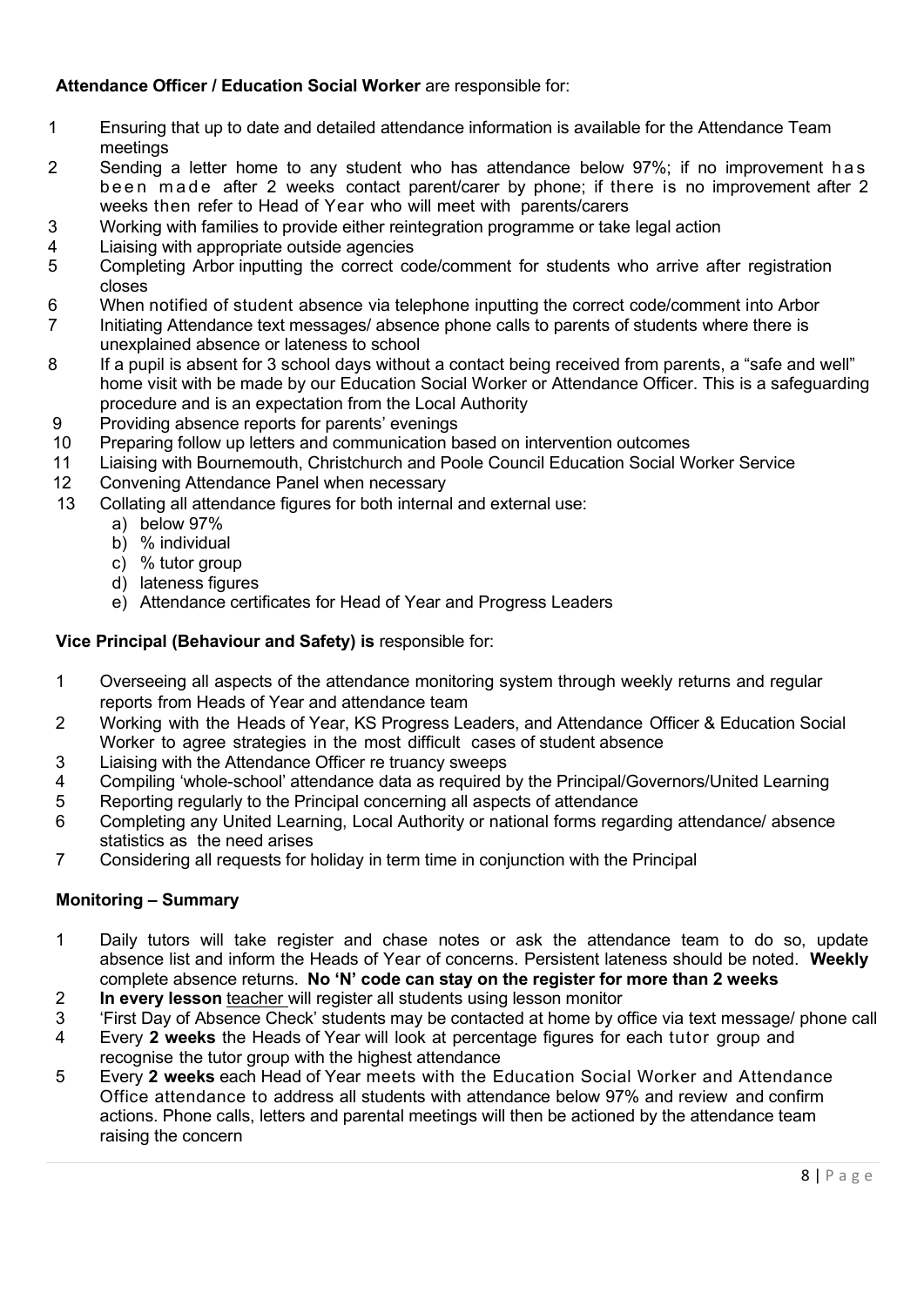**Attendance Officer / Education Social Worker** are responsible for:

1. Ensuring that up to date and detailed attendance information is available for the Attendance Team meetings
2. Sending a letter home to any student who has attendance below 97%; if no improvement has been made after 2 weeks contact parent/carer by phone; if there is no improvement after 2 weeks then refer to Head of Year who will meet with parents/carers
3. Working with families to provide either reintegration programme or take legal action
4. Liaising with appropriate outside agencies
5. Completing Arbor inputting the correct code/comment for students who arrive after registration closes
6. When notified of student absence via telephone inputting the correct code/comment into Arbor
7. Initiating Attendance text messages/ absence phone calls to parents of students where there is unexplained absence or lateness to school
8. If a pupil is absent for 3 school days without a contact being received from parents, a "safe and well" home visit with be made by our Education Social Worker or Attendance Officer. This is a safeguarding procedure and is an expectation from the Local Authority
9. Providing absence reports for parents' evenings
10. Preparing follow up letters and communication based on intervention outcomes
11. Liaising with Bournemouth, Christchurch and Poole Council Education Social Worker Service
12. Convening Attendance Panel when necessary
13. Collating all attendance figures for both internal and external use:
    a) below 97%
    b) % individual
    c) % tutor group
    d) lateness figures
    e) Attendance certificates for Head of Year and Progress Leaders

**Vice Principal (Behaviour and Safety) is** responsible for:

1. Overseeing all aspects of the attendance monitoring system through weekly returns and regular reports from Heads of Year and attendance team
2. Working with the Heads of Year, KS Progress Leaders, and Attendance Officer & Education Social Worker to agree strategies in the most difficult cases of student absence
3. Liaising with the Attendance Officer re truancy sweeps
4. Compiling 'whole-school' attendance data as required by the Principal/Governors/United Learning
5. Reporting regularly to the Principal concerning all aspects of attendance
6. Completing any United Learning, Local Authority or national forms regarding attendance/ absence statistics as the need arises
7. Considering all requests for holiday in term time in conjunction with the Principal

**Monitoring – Summary**

1. Daily tutors will take register and chase notes or ask the attendance team to do so, update absence list and inform the Heads of Year of concerns. Persistent lateness should be noted. **Weekly** complete absence returns. **No 'N' code can stay on the register for more than 2 weeks**
2. **In every lesson** teacher will register all students using lesson monitor
3. 'First Day of Absence Check' students may be contacted at home by office via text message/ phone call
4. Every **2 weeks** the Heads of Year will look at percentage figures for each tutor group and recognise the tutor group with the highest attendance
5. Every **2 weeks** each Head of Year meets with the Education Social Worker and Attendance Office attendance to address all students with attendance below 97% and review and confirm actions. Phone calls, letters and parental meetings will then be actioned by the attendance team raising the concern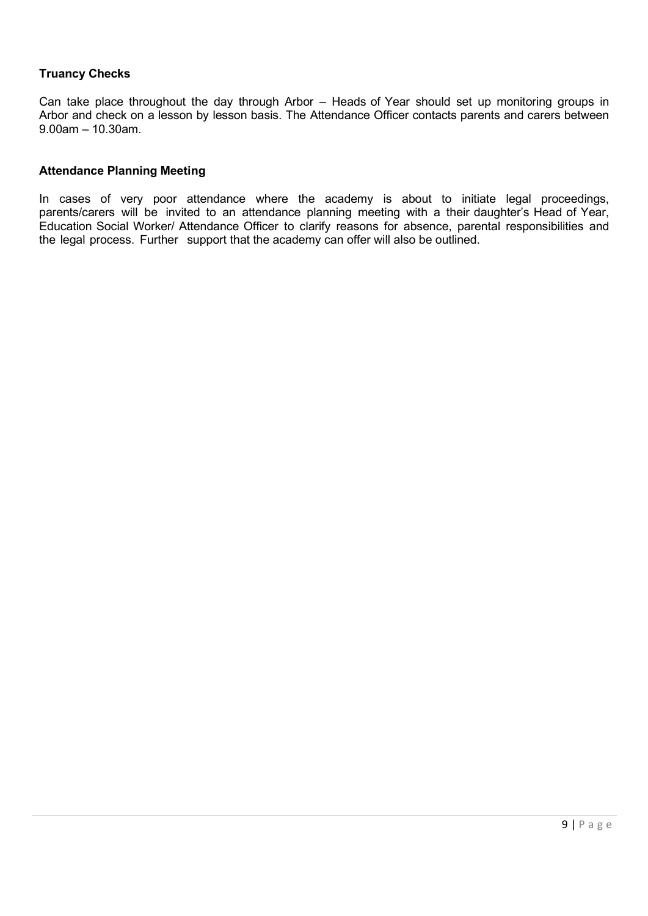**Truancy Checks**

Can take place throughout the day through Arbor – Heads of Year should set up monitoring groups in Arbor and check on a lesson by lesson basis. The Attendance Officer contacts parents and carers between 9.00am – 10.30am.

**Attendance Planning Meeting**

In cases of very poor attendance where the academy is about to initiate legal proceedings, parents/carers will be invited to an attendance planning meeting with a their daughter's Head of Year, Education Social Worker/ Attendance Officer to clarify reasons for absence, parental responsibilities and the legal process. Further support that the academy can offer will also be outlined.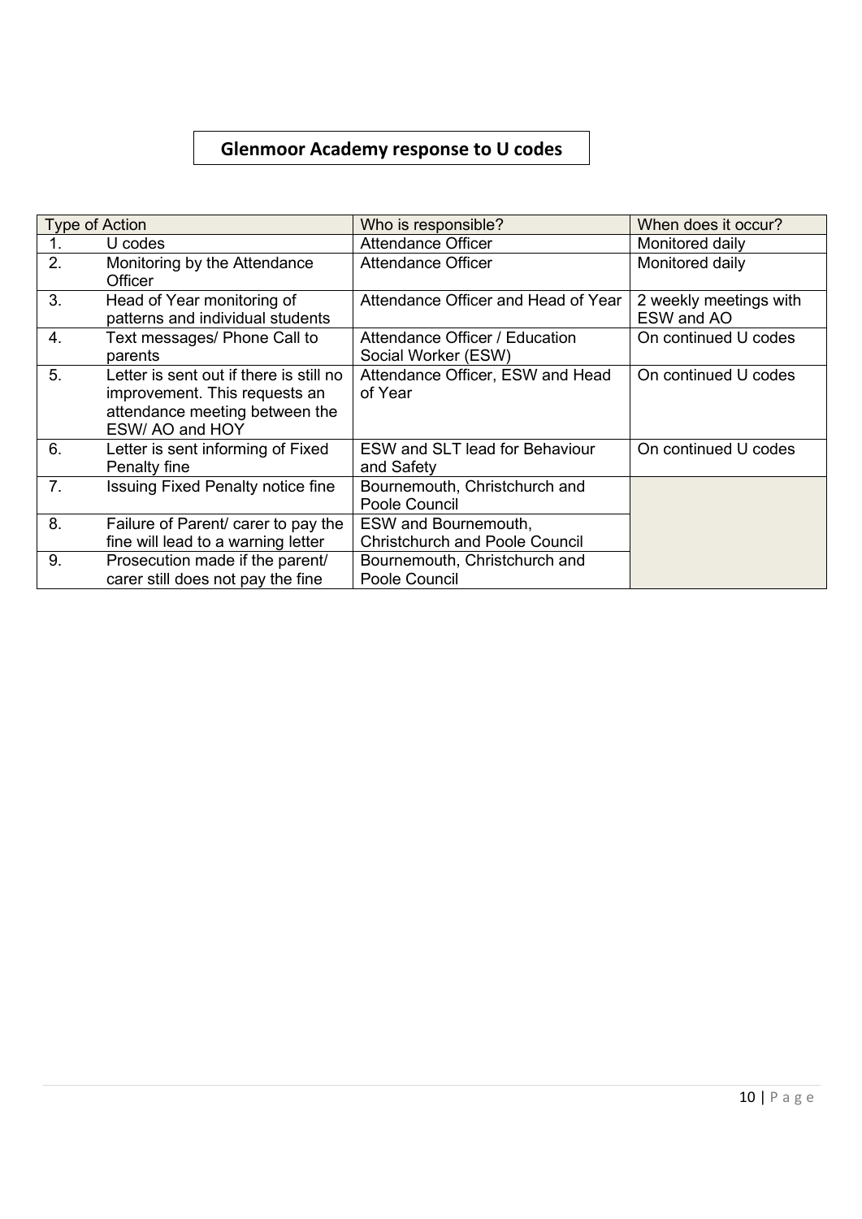# Glenmoor Academy response to U codes

| Type of Action | | Who is responsible? | When does it occur? |
|---|---|---|---|
| 1. | U codes | Attendance Officer | Monitored daily |
| 2. | Monitoring by the Attendance Officer | Attendance Officer | Monitored daily |
| 3. | Head of Year monitoring of patterns and individual students | Attendance Officer and Head of Year | 2 weekly meetings with ESW and AO |
| 4. | Text messages/ Phone Call to parents | Attendance Officer / Education Social Worker (ESW) | On continued U codes |
| 5. | Letter is sent out if there is still no improvement. This requests an attendance meeting between the ESW/ AO and HOY | Attendance Officer, ESW and Head of Year | On continued U codes |
| 6. | Letter is sent informing of Fixed Penalty fine | ESW and SLT lead for Behaviour and Safety | On continued U codes |
| 7. | Issuing Fixed Penalty notice fine | Bournemouth, Christchurch and Poole Council | |
| 8. | Failure of Parent/ carer to pay the fine will lead to a warning letter | ESW and Bournemouth, Christchurch and Poole Council | |
| 9. | Prosecution made if the parent/ carer still does not pay the fine | Bournemouth, Christchurch and Poole Council | |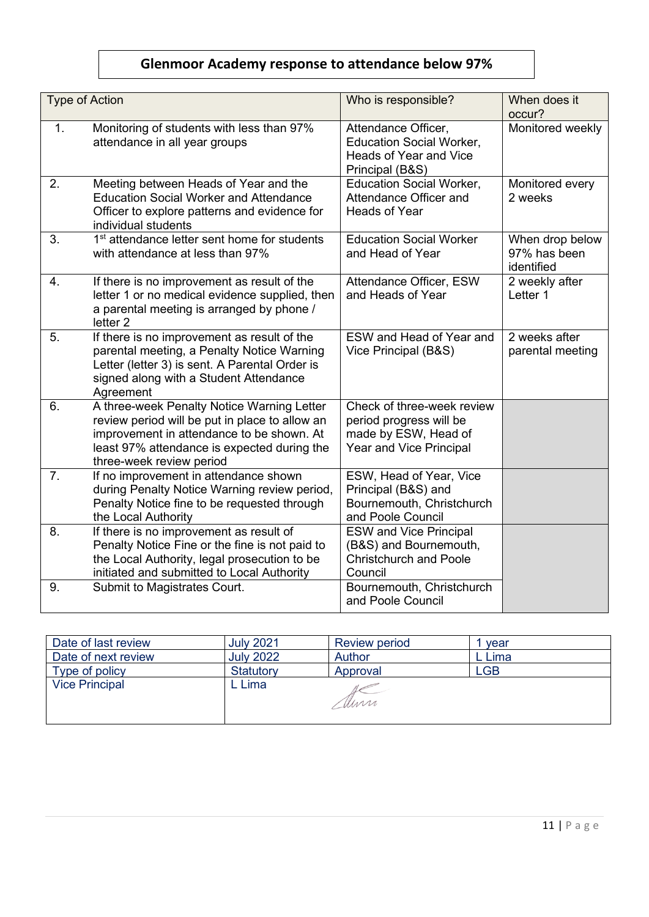## Glenmoor Academy response to attendance below 97%

| | Type of Action | Who is responsible? | When does it occur? |
|---|---|---|---|
| 1. | Monitoring of students with less than 97% attendance in all year groups | Attendance Officer, Education Social Worker, Heads of Year and Vice Principal (B&S) | Monitored weekly |
| 2. | Meeting between Heads of Year and the Education Social Worker and Attendance Officer to explore patterns and evidence for individual students | Education Social Worker, Attendance Officer and Heads of Year | Monitored every 2 weeks |
| 3. | 1st attendance letter sent home for students with attendance at less than 97% | Education Social Worker and Head of Year | When drop below 97% has been identified |
| 4. | If there is no improvement as result of the letter 1 or no medical evidence supplied, then a parental meeting is arranged by phone / letter 2 | Attendance Officer, ESW and Heads of Year | 2 weekly after Letter 1 |
| 5. | If there is no improvement as result of the parental meeting, a Penalty Notice Warning Letter (letter 3) is sent. A Parental Order is signed along with a Student Attendance Agreement | ESW and Head of Year and Vice Principal (B&S) | 2 weeks after parental meeting |
| 6. | A three-week Penalty Notice Warning Letter review period will be put in place to allow an improvement in attendance to be shown. At least 97% attendance is expected during the three-week review period | Check of three-week review period progress will be made by ESW, Head of Year and Vice Principal | |
| 7. | If no improvement in attendance shown during Penalty Notice Warning review period, Penalty Notice fine to be requested through the Local Authority | ESW, Head of Year, Vice Principal (B&S) and Bournemouth, Christchurch and Poole Council | |
| 8. | If there is no improvement as result of Penalty Notice Fine or the fine is not paid to the Local Authority, legal prosecution to be initiated and submitted to Local Authority | ESW and Vice Principal (B&S) and Bournemouth, Christchurch and Poole Council | |
| 9. | Submit to Magistrates Court. | Bournemouth, Christchurch and Poole Council | |

| | | | |
|---|---|---|---|
| Date of last review | July 2021 | Review period | 1 year |
| Date of next review | July 2022 | Author | L Lima |
| Type of policy | Statutory | Approval | LGB |
| Vice Principal | L Lima | | |